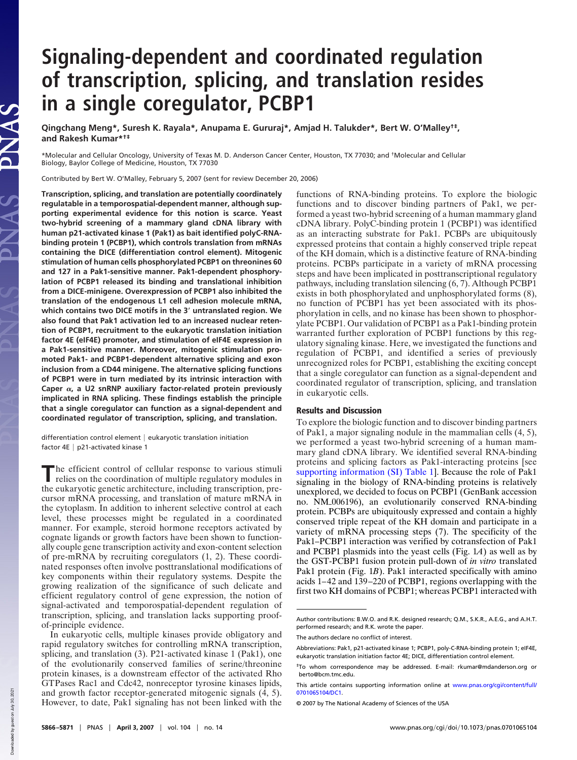# Signaling-dependent and coordinated regulation of transcription, splicing, and translation resides in a single coregulator, PCBP1

**Qingchang Meng\*, Suresh K. Rayala\*, Anupama E. Gururaj\*, Amjad H. Talukder\*, Bert W. O'Malley†‡, and Rakesh Kumar\*†‡**

\*Molecular and Cellular Oncology, University of Texas M. D. Anderson Cancer Center, Houston, TX 77030; and †Molecular and Cellular Biology, Baylor College of Medicine, Houston, TX 77030

Contributed by Bert W. O'Malley, February 5, 2007 (sent for review December 20, 2006)

**Transcription, splicing, and translation are potentially coordinately regulatable in a temporospatial-dependent manner, although supporting experimental evidence for this notion is scarce. Yeast two-hybrid screening of a mammary gland cDNA library with human p21-activated kinase 1 (Pak1) as bait identified polyC-RNA-binding protein 1 (PCBP1), which controls translation from mRNAs containing the DICE (differentiation control element). Mitogenic stimulation of human cells phosphorylated PCBP1 on threonines 60 and 127 in a Pak1-sensitive manner. Pak1-dependent phosphorylation of PCBP1 released its binding and translational inhibition from a DICE-minigene. Overexpression of PCBP1 also inhibited the translation of the endogenous L1 cell adhesion molecule mRNA, which contains two DICE motifs in the 3′ untranslated region. We also found that Pak1 activation led to an increased nuclear retention of PCBP1, recruitment to the eukaryotic translation initiation factor 4E (eIF4E) promoter, and stimulation of eIF4E expression in a Pak1-sensitive manner. Moreover, mitogenic stimulation promoted Pak1- and PCBP1-dependent alternative splicing and exon inclusion from a CD44 minigene. The alternative splicing functions of PCBP1 were in turn mediated by its intrinsic interaction with Caper α, a U2 snRNP auxiliary factor-related protein previously implicated in RNA splicing. These findings establish the principle that a single coregulator can function as a signal-dependent and coordinated regulator of transcription, splicing, and translation.**

differentiation control element | eukaryotic translation initiation factor 4E | p21-activated kinase 1

The efficient control of cellular response to various stimuli relies on the coordination of multiple regulatory modules in the eukaryotic genetic architecture, including transcription, precursor mRNA processing, and translation of mature mRNA in the cytoplasm. In addition to inherent selective control at each level, these processes might be regulated in a coordinated manner. For example, steroid hormone receptors activated by cognate ligands or growth factors have been shown to functionally couple gene transcription activity and exon-content selection of pre-mRNA by recruiting coregulators (1, 2). These coordinated responses often involve posttranslational modifications of key components within their regulatory systems. Despite the growing realization of the significance of such delicate and efficient regulatory control of gene expression, the notion of signal-activated and temporospatial-dependent regulation of transcription, splicing, and translation lacks supporting proof-of-principle evidence.

In eukaryotic cells, multiple kinases provide obligatory and rapid regulatory switches for controlling mRNA transcription, splicing, and translation (3). P21-activated kinase 1 (Pak1), one of the evolutionarily conserved families of serine/threonine protein kinases, is a downstream effector of the activated Rho GTPases Rac1 and Cdc42, nonreceptor tyrosine kinases lipids, and growth factor receptor-generated mitogenic signals (4, 5). However, to date, Pak1 signaling has not been linked with the functions of RNA-binding proteins. To explore the biologic functions and to discover binding partners of Pak1, we performed a yeast two-hybrid screening of a human mammary gland cDNA library. PolyC-binding protein 1 (PCBP1) was identified as an interacting substrate for Pak1. PCBPs are ubiquitously expressed proteins that contain a highly conserved triple repeat of the KH domain, which is a distinctive feature of RNA-binding proteins. PCBPs participate in a variety of mRNA processing steps and have been implicated in posttranscriptional regulatory pathways, including translation silencing (6, 7). Although PCBP1 exists in both phosphorylated and unphosphorylated forms (8), no function of PCBP1 has yet been associated with its phosphorylation in cells, and no kinase has been shown to phosphorylate PCBP1. Our validation of PCBP1 as a Pak1-binding protein warranted further exploration of PCBP1 functions by this regulatory signaling kinase. Here, we investigated the functions and regulation of PCBP1, and identified a series of previously unrecognized roles for PCBP1, establishing the exciting concept that a single coregulator can function as a signal-dependent and coordinated regulator of transcription, splicing, and translation in eukaryotic cells.

## Results and Discussion

To explore the biologic function and to discover binding partners of Pak1, a major signaling nodule in the mammalian cells (4, 5), we performed a yeast two-hybrid screening of a human mammary gland cDNA library. We identified several RNA-binding proteins and splicing factors as Pak1-interacting proteins [see supporting information (SI) Table 1]. Because the role of Pak1 signaling in the biology of RNA-binding proteins is relatively unexplored, we decided to focus on PCBP1 (GenBank accession no. NM_006196), an evolutionarily conserved RNA-binding protein. PCBPs are ubiquitously expressed and contain a highly conserved triple repeat of the KH domain and participate in a variety of mRNA processing steps (7). The specificity of the Pak1–PCBP1 interaction was verified by cotransfection of Pak1 and PCBP1 plasmids into the yeast cells (Fig. 1*A*) as well as by the GST-PCBP1 fusion protein pull-down of *in vitro* translated Pak1 protein (Fig. 1*B*). Pak1 interacted specifically with amino acids 1–42 and 139–220 of PCBP1, regions overlapping with the first two KH domains of PCBP1; whereas PCBP1 interacted with

---

Author contributions: B.W.O. and R.K. designed research; Q.M., S.K.R., A.E.G., and A.H.T. performed research; and R.K. wrote the paper.

The authors declare no conflict of interest.

Abbreviations: Pak1, p21-activated kinase 1; PCBP1, poly-C-RNA-binding protein 1; eIF4E, eukaryotic translation initiation factor 4E; DICE, differentiation control element.

‡To whom correspondence may be addressed. E-mail: rkumar@mdanderson.org or berto@bcm.tmc.edu.

This article contains supporting information online at www.pnas.org/cgi/content/full/0701065104/DC1.

© 2007 by The National Academy of Sciences of the USA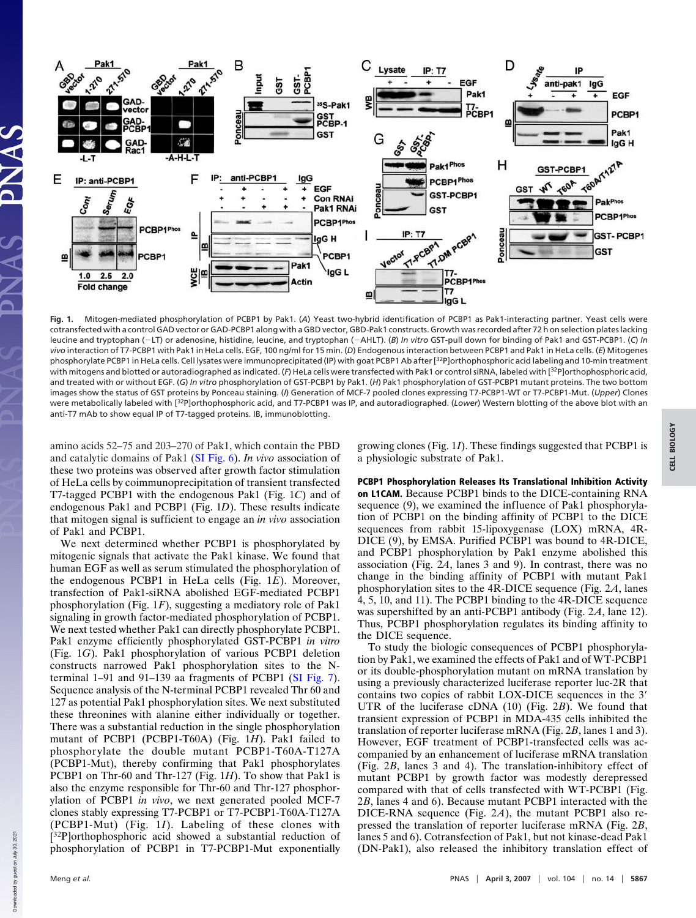**Fig. 1.** Mitogen-mediated phosphorylation of PCBP1 by Pak1. (*A*) Yeast two-hybrid identification of PCBP1 as Pak1-interacting partner. Yeast cells were cotransfected with a control GAD vector or GAD-PCBP1 along with a GBD vector, GBD-Pak1 constructs. Growth was recorded after 72 h on selection plates lacking leucine and tryptophan (−LT) or adenosine, histidine, leucine, and tryptophan (−AHLT). (*B*) *In vitro* GST-pull down for binding of Pak1 and GST-PCBP1. (*C*) *In vivo* interaction of T7-PCBP1 with Pak1 in HeLa cells. EGF, 100 ng/ml for 15 min. (*D*) Endogenous interaction between PCBP1 and Pak1 in HeLa cells. (*E*) Mitogenes phosphorylate PCBP1 in HeLa cells. Cell lysates were immunoprecipitated (IP) with goat PCBP1 Ab after [$^{32}$P]orthophosphoric acid labeling and 10-min treatment with mitogens and blotted or autoradiographed as indicated. (*F*) HeLa cells were transfected with Pak1 or control siRNA, labeled with [$^{32}$P]orthophosphoric acid, and treated with or without EGF. (*G*) *In vitro* phosphorylation of GST-PCBP1 by Pak1. (*H*) Pak1 phosphorylation of GST-PCBP1 mutant proteins. The two bottom images show the status of GST proteins by Ponceau staining. (*I*) Generation of MCF-7 pooled clones expressing T7-PCBP1-WT or T7-PCBP1-Mut. (*Upper*) Clones were metabolically labeled with [$^{32}$P]orthophosphoric acid, and T7-PCBP1 was IP, and autoradiographed. (*Lower*) Western blotting of the above blot with an anti-T7 mAb to show equal IP of T7-tagged proteins. IB, immunoblotting.

amino acids 52–75 and 203–270 of Pak1, which contain the PBD and catalytic domains of Pak1 (SI Fig. 6). *In vivo* association of these two proteins was observed after growth factor stimulation of HeLa cells by coimmunoprecipitation of transient transfected T7-tagged PCBP1 with the endogenous Pak1 (Fig. 1*C*) and of endogenous Pak1 and PCBP1 (Fig. 1*D*). These results indicate that mitogen signal is sufficient to engage an *in vivo* association of Pak1 and PCBP1.

We next determined whether PCBP1 is phosphorylated by mitogenic signals that activate the Pak1 kinase. We found that human EGF as well as serum stimulated the phosphorylation of the endogenous PCBP1 in HeLa cells (Fig. 1*E*). Moreover, transfection of Pak1-siRNA abolished EGF-mediated PCBP1 phosphorylation (Fig. 1*F*), suggesting a mediatory role of Pak1 signaling in growth factor-mediated phosphorylation of PCBP1. We next tested whether Pak1 can directly phosphorylate PCBP1. Pak1 enzyme efficiently phosphorylated GST-PCBP1 *in vitro* (Fig. 1*G*). Pak1 phosphorylation of various PCBP1 deletion constructs narrowed Pak1 phosphorylation sites to the N-terminal 1–91 and 91–139 aa fragments of PCBP1 (SI Fig. 7). Sequence analysis of the N-terminal PCBP1 revealed Thr 60 and 127 as potential Pak1 phosphorylation sites. We next substituted these threonines with alanine either individually or together. There was a substantial reduction in the single phosphorylation mutant of PCBP1 (PCBP1-T60A) (Fig. 1*H*). Pak1 failed to phosphorylate the double mutant PCBP1-T60A-T127A (PCBP1-Mut), thereby confirming that Pak1 phosphorylates PCBP1 on Thr-60 and Thr-127 (Fig. 1*H*). To show that Pak1 is also the enzyme responsible for Thr-60 and Thr-127 phosphorylation of PCBP1 *in vivo*, we next generated pooled MCF-7 clones stably expressing T7-PCBP1 or T7-PCBP1-T60A-T127A (PCBP1-Mut) (Fig. 1*I*). Labeling of these clones with [$^{32}$P]orthophosphoric acid showed a substantial reduction of phosphorylation of PCBP1 in T7-PCBP1-Mut exponentially growing clones (Fig. 1*I*). These findings suggested that PCBP1 is a physiologic substrate of Pak1.

**PCBP1 Phosphorylation Releases Its Translational Inhibition Activity on L1CAM.** Because PCBP1 binds to the DICE-containing RNA sequence (9), we examined the influence of Pak1 phosphorylation of PCBP1 on the binding affinity of PCBP1 to the DICE sequences from rabbit 15-lipoxygenase (LOX) mRNA, 4R-DICE (9), by EMSA. Purified PCBP1 was bound to 4R-DICE, and PCBP1 phosphorylation by Pak1 enzyme abolished this association (Fig. 2*A*, lanes 3 and 9). In contrast, there was no change in the binding affinity of PCBP1 with mutant Pak1 phosphorylation sites to the 4R-DICE sequence (Fig. 2*A*, lanes 4, 5, 10, and 11). The PCBP1 binding to the 4R-DICE sequence was supershifted by an anti-PCBP1 antibody (Fig. 2*A*, lane 12). Thus, PCBP1 phosphorylation regulates its binding affinity to the DICE sequence.

To study the biologic consequences of PCBP1 phosphorylation by Pak1, we examined the effects of Pak1 and of WT-PCBP1 or its double-phosphorylation mutant on mRNA translation by using a previously characterized luciferase reporter luc-2R that contains two copies of rabbit LOX-DICE sequences in the 3′ UTR of the luciferase cDNA (10) (Fig. 2*B*). We found that transient expression of PCBP1 in MDA-435 cells inhibited the translation of reporter luciferase mRNA (Fig. 2*B*, lanes 1 and 3). However, EGF treatment of PCBP1-transfected cells was accompanied by an enhancement of luciferase mRNA translation (Fig. 2*B*, lanes 3 and 4). The translation-inhibitory effect of mutant PCBP1 by growth factor was modestly derepressed compared with that of cells transfected with WT-PCBP1 (Fig. 2*B*, lanes 4 and 6). Because mutant PCBP1 interacted with the DICE-RNA sequence (Fig. 2*A*), the mutant PCBP1 also repressed the translation of reporter luciferase mRNA (Fig. 2*B*, lanes 5 and 6). Cotransfection of Pak1, but not kinase-dead Pak1 (DN-Pak1), also released the inhibitory translation effect of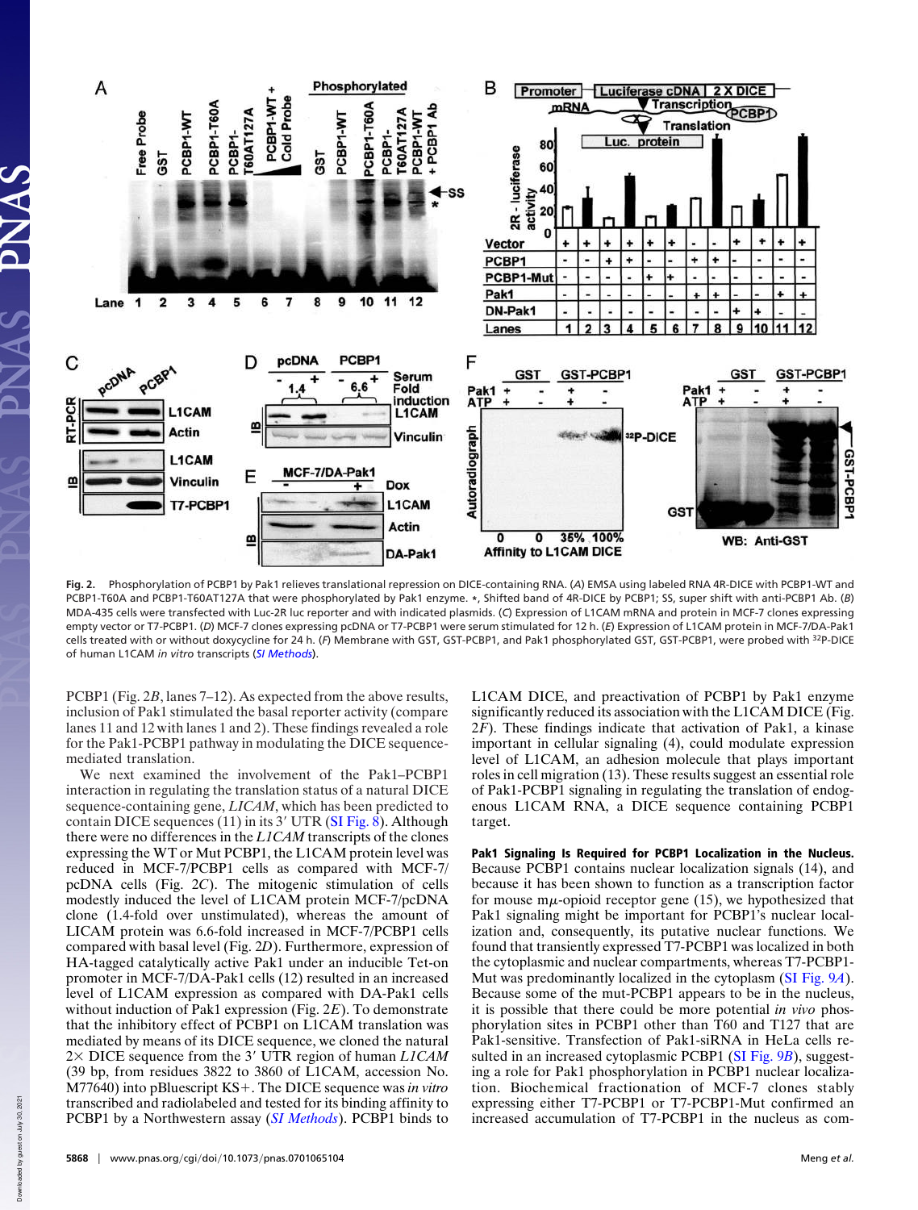**Fig. 2.** Phosphorylation of PCBP1 by Pak1 relieves translational repression on DICE-containing RNA. (*A*) EMSA using labeled RNA 4R-DICE with PCBP1-WT and PCBP1-T60A and PCBP1-T60AT127A that were phosphorylated by Pak1 enzyme. *, Shifted band of 4R-DICE by PCBP1; SS, super shift with anti-PCBP1 Ab. (*B*) MDA-435 cells were transfected with Luc-2R luc reporter and with indicated plasmids. (*C*) Expression of L1CAM mRNA and protein in MCF-7 clones expressing empty vector or T7-PCBP1. (*D*) MCF-7 clones expressing pcDNA or T7-PCBP1 were serum stimulated for 12 h. (*E*) Expression of L1CAM protein in MCF-7/DA-Pak1 cells treated with or without doxycycline for 24 h. (*F*) Membrane with GST, GST-PCBP1, and Pak1 phosphorylated GST, GST-PCBP1, were probed with $^{32}$P-DICE of human L1CAM *in vitro* transcripts (*SI Methods*).

PCBP1 (Fig. 2*B*, lanes 7–12). As expected from the above results, inclusion of Pak1 stimulated the basal reporter activity (compare lanes 11 and 12 with lanes 1 and 2). These findings revealed a role for the Pak1-PCBP1 pathway in modulating the DICE sequence-mediated translation.

We next examined the involvement of the Pak1–PCBP1 interaction in regulating the translation status of a natural DICE sequence-containing gene, *LICAM*, which has been predicted to contain DICE sequences (11) in its 3′ UTR (SI Fig. 8). Although there were no differences in the *L1CAM* transcripts of the clones expressing the WT or Mut PCBP1, the L1CAM protein level was reduced in MCF-7/PCBP1 cells as compared with MCF-7/pcDNA cells (Fig. 2*C*). The mitogenic stimulation of cells modestly induced the level of L1CAM protein MCF-7/pcDNA clone (1.4-fold over unstimulated), whereas the amount of LICAM protein was 6.6-fold increased in MCF-7/PCBP1 cells compared with basal level (Fig. 2*D*). Furthermore, expression of HA-tagged catalytically active Pak1 under an inducible Tet-on promoter in MCF-7/DA-Pak1 cells (12) resulted in an increased level of L1CAM expression as compared with DA-Pak1 cells without induction of Pak1 expression (Fig. 2*E*). To demonstrate that the inhibitory effect of PCBP1 on L1CAM translation was mediated by means of its DICE sequence, we cloned the natural 2× DICE sequence from the 3′ UTR region of human *L1CAM* (39 bp, from residues 3822 to 3860 of L1CAM, accession No. M77640) into pBluescript KS+. The DICE sequence was *in vitro* transcribed and radiolabeled and tested for its binding affinity to PCBP1 by a Northwestern assay (*SI Methods*). PCBP1 binds to L1CAM DICE, and preactivation of PCBP1 by Pak1 enzyme significantly reduced its association with the L1CAM DICE (Fig. 2*F*). These findings indicate that activation of Pak1, a kinase important in cellular signaling (4), could modulate expression level of L1CAM, an adhesion molecule that plays important roles in cell migration (13). These results suggest an essential role of Pak1-PCBP1 signaling in regulating the translation of endogenous L1CAM RNA, a DICE sequence containing PCBP1 target.

**Pak1 Signaling Is Required for PCBP1 Localization in the Nucleus.** Because PCBP1 contains nuclear localization signals (14), and because it has been shown to function as a transcription factor for mouse m$\mu$-opioid receptor gene (15), we hypothesized that Pak1 signaling might be important for PCBP1's nuclear localization and, consequently, its putative nuclear functions. We found that transiently expressed T7-PCBP1 was localized in both the cytoplasmic and nuclear compartments, whereas T7-PCBP1-Mut was predominantly localized in the cytoplasm (SI Fig. 9*A*). Because some of the mut-PCBP1 appears to be in the nucleus, it is possible that there could be more potential *in vivo* phosphorylation sites in PCBP1 other than T60 and T127 that are Pak1-sensitive. Transfection of Pak1-siRNA in HeLa cells resulted in an increased cytoplasmic PCBP1 (SI Fig. 9*B*), suggesting a role for Pak1 phosphorylation in PCBP1 nuclear localization. Biochemical fractionation of MCF-7 clones stably expressing either T7-PCBP1 or T7-PCBP1-Mut confirmed an increased accumulation of T7-PCBP1 in the nucleus as com-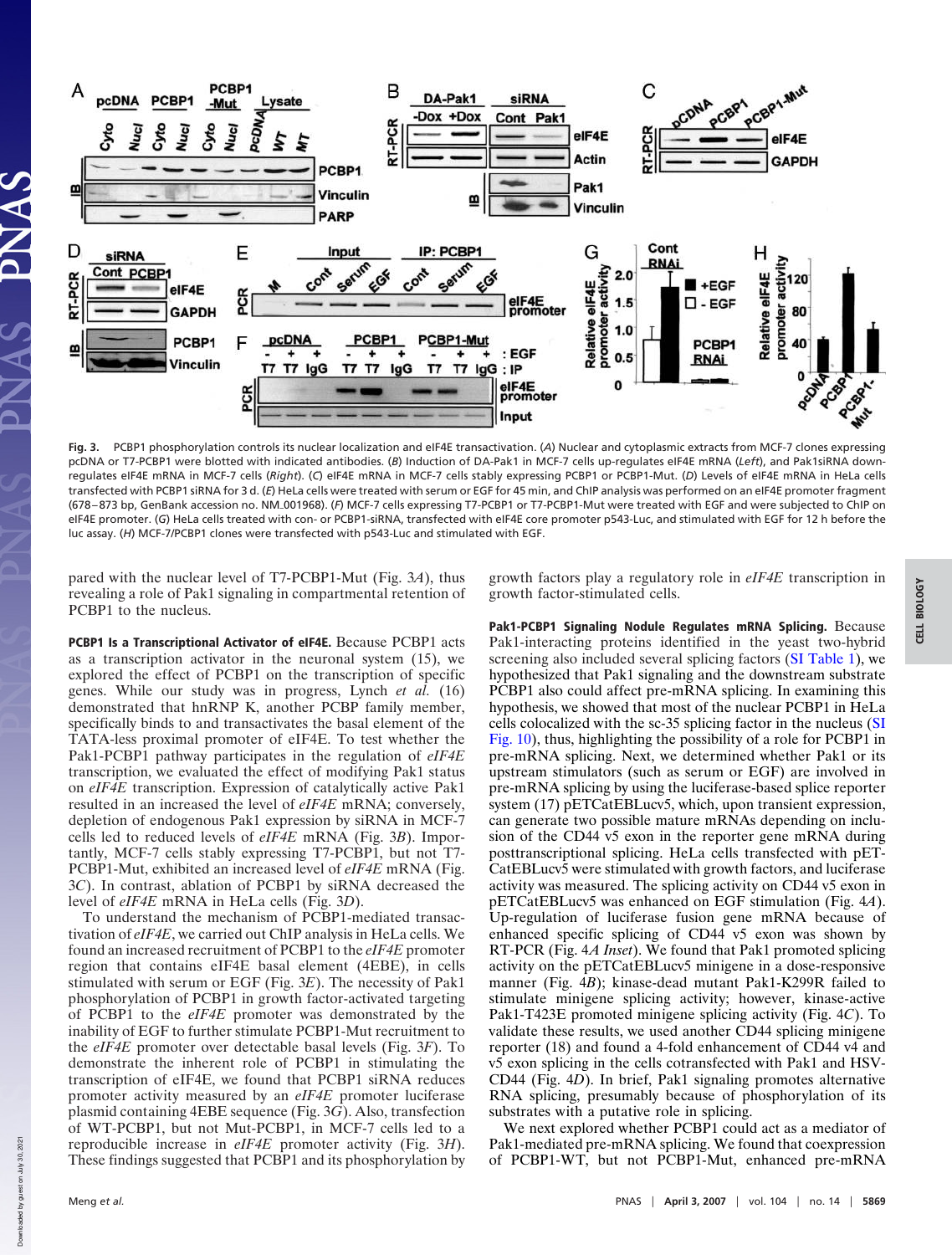**Fig. 3.** PCBP1 phosphorylation controls its nuclear localization and eIF4E transactivation. (*A*) Nuclear and cytoplasmic extracts from MCF-7 clones expressing pcDNA or T7-PCBP1 were blotted with indicated antibodies. (*B*) Induction of DA-Pak1 in MCF-7 cells up-regulates eIF4E mRNA (*Left*), and Pak1siRNA down-regulates eIF4E mRNA in MCF-7 cells (*Right*). (*C*) eIF4E mRNA in MCF-7 cells stably expressing PCBP1 or PCBP1-Mut. (*D*) Levels of eIF4E mRNA in HeLa cells transfected with PCBP1 siRNA for 3 d. (*E*) HeLa cells were treated with serum or EGF for 45 min, and ChIP analysis was performed on an eIF4E promoter fragment (678–873 bp, GenBank accession no. NM_001968). (*F*) MCF-7 cells expressing T7-PCBP1 or T7-PCBP1-Mut were treated with EGF and were subjected to ChIP on eIF4E promoter. (*G*) HeLa cells treated with con- or PCBP1-siRNA, transfected with eIF4E core promoter p543-Luc, and stimulated with EGF for 12 h before the luc assay. (*H*) MCF-7/PCBP1 clones were transfected with p543-Luc and stimulated with EGF.

pared with the nuclear level of T7-PCBP1-Mut (Fig. 3*A*), thus revealing a role of Pak1 signaling in compartmental retention of PCBP1 to the nucleus.

**PCBP1 Is a Transcriptional Activator of eIF4E.** Because PCBP1 acts as a transcription activator in the neuronal system (15), we explored the effect of PCBP1 on the transcription of specific genes. While our study was in progress, Lynch *et al.* (16) demonstrated that hnRNP K, another PCBP family member, specifically binds to and transactivates the basal element of the TATA-less proximal promoter of eIF4E. To test whether the Pak1-PCBP1 pathway participates in the regulation of *eIF4E* transcription, we evaluated the effect of modifying Pak1 status on *eIF4E* transcription. Expression of catalytically active Pak1 resulted in an increased the level of *eIF4E* mRNA; conversely, depletion of endogenous Pak1 expression by siRNA in MCF-7 cells led to reduced levels of *eIF4E* mRNA (Fig. 3*B*). Importantly, MCF-7 cells stably expressing T7-PCBP1, but not T7-PCBP1-Mut, exhibited an increased level of *eIF4E* mRNA (Fig. 3*C*). In contrast, ablation of PCBP1 by siRNA decreased the level of *eIF4E* mRNA in HeLa cells (Fig. 3*D*).

To understand the mechanism of PCBP1-mediated transactivation of *eIF4E*, we carried out ChIP analysis in HeLa cells. We found an increased recruitment of PCBP1 to the *eIF4E* promoter region that contains eIF4E basal element (4EBE), in cells stimulated with serum or EGF (Fig. 3*E*). The necessity of Pak1 phosphorylation of PCBP1 in growth factor-activated targeting of PCBP1 to the *eIF4E* promoter was demonstrated by the inability of EGF to further stimulate PCBP1-Mut recruitment to the *eIF4E* promoter over detectable basal levels (Fig. 3*F*). To demonstrate the inherent role of PCBP1 in stimulating the transcription of eIF4E, we found that PCBP1 siRNA reduces promoter activity measured by an *eIF4E* promoter luciferase plasmid containing 4EBE sequence (Fig. 3*G*). Also, transfection of WT-PCBP1, but not Mut-PCBP1, in MCF-7 cells led to a reproducible increase in *eIF4E* promoter activity (Fig. 3*H*). These findings suggested that PCBP1 and its phosphorylation by growth factors play a regulatory role in *eIF4E* transcription in growth factor-stimulated cells.

**Pak1-PCBP1 Signaling Nodule Regulates mRNA Splicing.** Because Pak1-interacting proteins identified in the yeast two-hybrid screening also included several splicing factors (SI Table 1), we hypothesized that Pak1 signaling and the downstream substrate PCBP1 also could affect pre-mRNA splicing. In examining this hypothesis, we showed that most of the nuclear PCBP1 in HeLa cells colocalized with the sc-35 splicing factor in the nucleus (SI Fig. 10), thus, highlighting the possibility of a role for PCBP1 in pre-mRNA splicing. Next, we determined whether Pak1 or its upstream stimulators (such as serum or EGF) are involved in pre-mRNA splicing by using the luciferase-based splice reporter system (17) pETCatEBLucv5, which, upon transient expression, can generate two possible mature mRNAs depending on inclusion of the CD44 v5 exon in the reporter gene mRNA during posttranscriptional splicing. HeLa cells transfected with pETCatEBLucv5 were stimulated with growth factors, and luciferase activity was measured. The splicing activity on CD44 v5 exon in pETCatEBLucv5 was enhanced on EGF stimulation (Fig. 4*A*). Up-regulation of luciferase fusion gene mRNA because of enhanced specific splicing of CD44 v5 exon was shown by RT-PCR (Fig. 4*A Inset*). We found that Pak1 promoted splicing activity on the pETCatEBLucv5 minigene in a dose-responsive manner (Fig. 4*B*); kinase-dead mutant Pak1-K299R failed to stimulate minigene splicing activity; however, kinase-active Pak1-T423E promoted minigene splicing activity (Fig. 4*C*). To validate these results, we used another CD44 splicing minigene reporter (18) and found a 4-fold enhancement of CD44 v4 and v5 exon splicing in the cells cotransfected with Pak1 and HSV-CD44 (Fig. 4*D*). In brief, Pak1 signaling promotes alternative RNA splicing, presumably because of phosphorylation of its substrates with a putative role in splicing.

We next explored whether PCBP1 could act as a mediator of Pak1-mediated pre-mRNA splicing. We found that coexpression of PCBP1-WT, but not PCBP1-Mut, enhanced pre-mRNA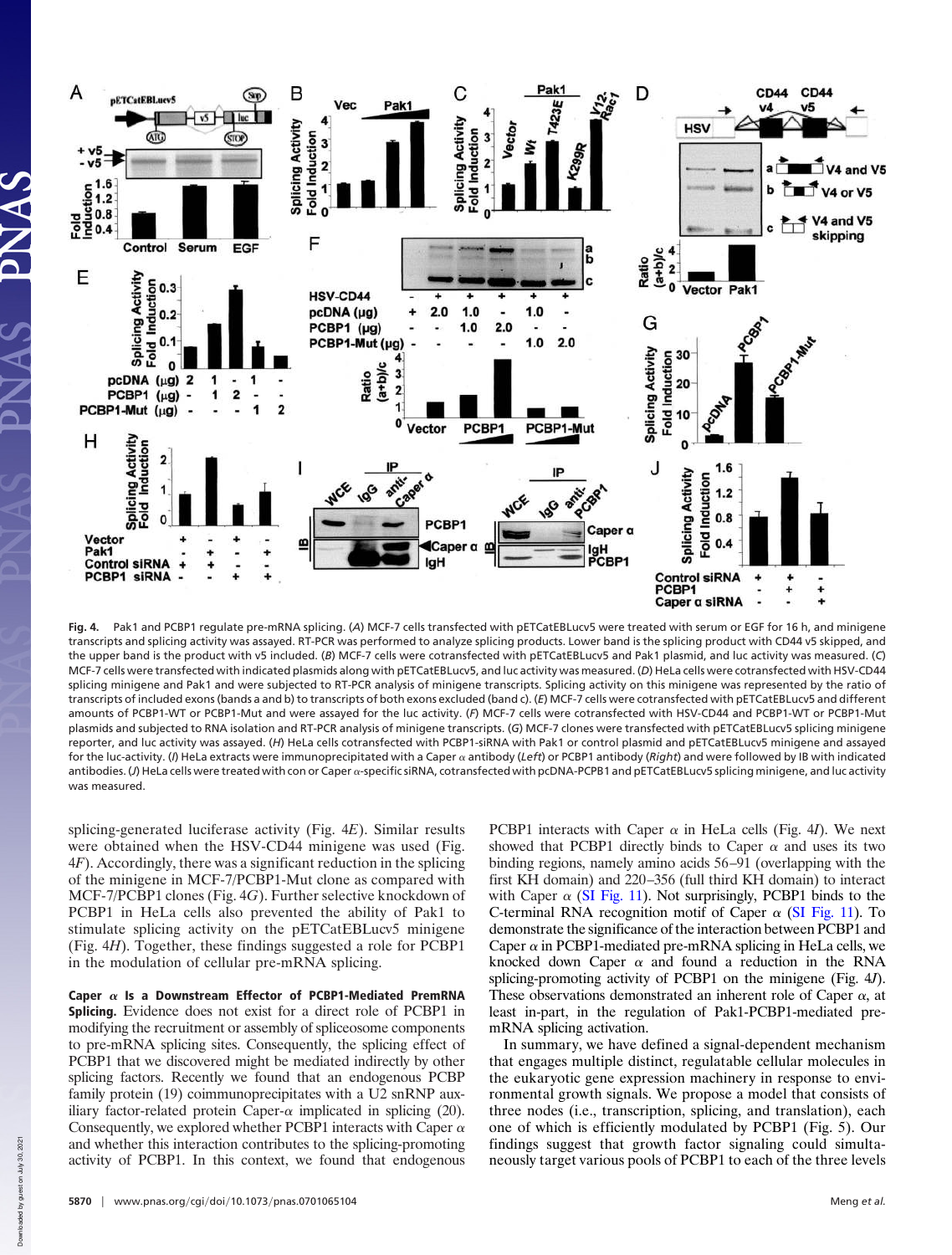**Fig. 4.** Pak1 and PCBP1 regulate pre-mRNA splicing. (*A*) MCF-7 cells transfected with pETCatEBLucv5 were treated with serum or EGF for 16 h, and minigene transcripts and splicing activity was assayed. RT-PCR was performed to analyze splicing products. Lower band is the splicing product with CD44 v5 skipped, and the upper band is the product with v5 included. (*B*) MCF-7 cells were cotransfected with pETCatEBLucv5 and Pak1 plasmid, and luc activity was measured. (*C*) MCF-7 cells were transfected with indicated plasmids along with pETCatEBLucv5, and luc activity was measured. (*D*) HeLa cells were cotransfected with HSV-CD44 splicing minigene and Pak1 and were subjected to RT-PCR analysis of minigene transcripts. Splicing activity on this minigene was represented by the ratio of transcripts of included exons (bands a and b) to transcripts of both exons excluded (band c). (*E*) MCF-7 cells were cotransfected with pETCatEBLucv5 and different amounts of PCBP1-WT or PCBP1-Mut and were assayed for the luc activity. (*F*) MCF-7 cells were cotransfected with HSV-CD44 and PCBP1-WT or PCBP1-Mut plasmids and subjected to RNA isolation and RT-PCR analysis of minigene transcripts. (*G*) MCF-7 clones were transfected with pETCatEBLucv5 splicing minigene reporter, and luc activity was assayed. (*H*) HeLa cells cotransfected with PCBP1-siRNA with Pak1 or control plasmid and pETCatEBLucv5 minigene and assayed for the luc-activity. (*I*) HeLa extracts were immunoprecipitated with a Caper $\alpha$ antibody (*Left*) or PCBP1 antibody (*Right*) and were followed by IB with indicated antibodies. (*J*) HeLa cells were treated with con or Caper $\alpha$-specific siRNA, cotransfected with pcDNA-PCPB1 and pETCatEBLucv5 splicing minigene, and luc activity was measured.

splicing-generated luciferase activity (Fig. 4*E*). Similar results were obtained when the HSV-CD44 minigene was used (Fig. 4*F*). Accordingly, there was a significant reduction in the splicing of the minigene in MCF-7/PCBP1-Mut clone as compared with MCF-7/PCBP1 clones (Fig. 4*G*). Further selective knockdown of PCBP1 in HeLa cells also prevented the ability of Pak1 to stimulate splicing activity on the pETCatEBLucv5 minigene (Fig. 4*H*). Together, these findings suggested a role for PCBP1 in the modulation of cellular pre-mRNA splicing.

**Caper $\alpha$ Is a Downstream Effector of PCBP1-Mediated PremRNA Splicing.** Evidence does not exist for a direct role of PCBP1 in modifying the recruitment or assembly of spliceosome components to pre-mRNA splicing sites. Consequently, the splicing effect of PCBP1 that we discovered might be mediated indirectly by other splicing factors. Recently we found that an endogenous PCBP family protein (19) coimmunoprecipitates with a U2 snRNP auxiliary factor-related protein Caper-$\alpha$ implicated in splicing (20). Consequently, we explored whether PCBP1 interacts with Caper $\alpha$ and whether this interaction contributes to the splicing-promoting activity of PCBP1. In this context, we found that endogenous PCBP1 interacts with Caper $\alpha$ in HeLa cells (Fig. 4*I*). We next showed that PCBP1 directly binds to Caper $\alpha$ and uses its two binding regions, namely amino acids 56–91 (overlapping with the first KH domain) and 220–356 (full third KH domain) to interact with Caper $\alpha$ (SI Fig. 11). Not surprisingly, PCBP1 binds to the C-terminal RNA recognition motif of Caper $\alpha$ (SI Fig. 11). To demonstrate the significance of the interaction between PCBP1 and Caper $\alpha$ in PCBP1-mediated pre-mRNA splicing in HeLa cells, we knocked down Caper $\alpha$ and found a reduction in the RNA splicing-promoting activity of PCBP1 on the minigene (Fig. 4*J*). These observations demonstrated an inherent role of Caper $\alpha$, at least in-part, in the regulation of Pak1-PCBP1-mediated pre-mRNA splicing activation.

In summary, we have defined a signal-dependent mechanism that engages multiple distinct, regulatable cellular molecules in the eukaryotic gene expression machinery in response to environmental growth signals. We propose a model that consists of three nodes (i.e., transcription, splicing, and translation), each one of which is efficiently modulated by PCBP1 (Fig. 5). Our findings suggest that growth factor signaling could simultaneously target various pools of PCBP1 to each of the three levels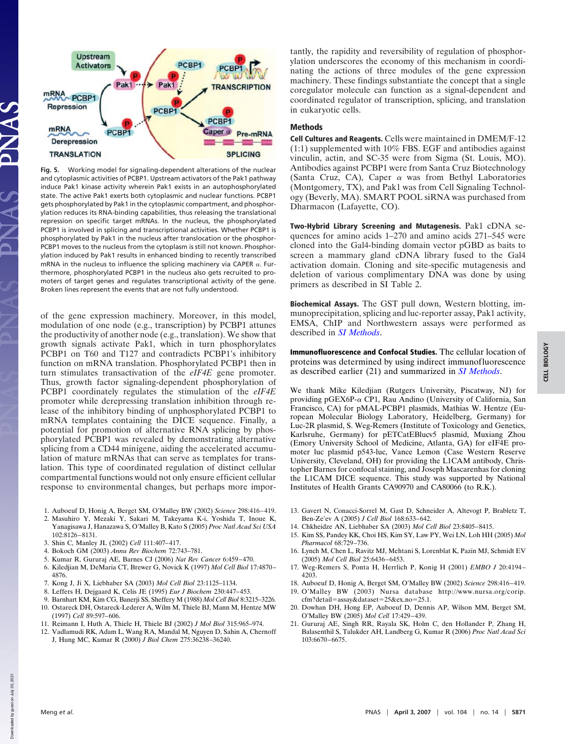Upstream Activators

Pak1

Pak1

PCBP1

PCBP1

TRANSCRIPTION

mRNA PCBP1

Repression

PCBP1

PCBP1

Caper α

Pre-mRNA

mRNA

PCBP1

Derepression

TRANSLATION

SPLICING

Fig. 5. Working model for signaling-dependent alterations of the nuclear and cytoplasmic activities of PCBP1. Upstream activators of the Pak1 pathway induce Pak1 kinase activity wherein Pak1 exists in an autophosphorylated state. The active Pak1 exerts both cytoplasmic and nuclear functions. PCBP1 gets phosphorylated by Pak1 in the cytoplasmic compartment, and phosphorylation reduces its RNA-binding capabilities, thus releasing the translational repression on specific target mRNAs. In the nucleus, the phosphorylated PCBP1 is involved in splicing and transcriptional activities. Whether PCBP1 is phosphorylated by Pak1 in the nucleus after translocation or the phosphor-PCBP1 moves to the nucleus from the cytoplasm is still not known. Phosphorylation induced by Pak1 results in enhanced binding to recently transcribed mRNA in the nucleus to influence the splicing machinery via CAPER α. Furthermore, phosphorylated PCBP1 in the nucleus also gets recruited to promoters of target genes and regulates transcriptional activity of the gene. Broken lines represent the events that are not fully understood.

of the gene expression machinery. Moreover, in this model, modulation of one node (e.g., transcription) by PCBP1 attunes the productivity of another node (e.g., translation). We show that growth signals activate Pak1, which in turn phosphorylates PCBP1 on T60 and T127 and contradicts PCBP1's inhibitory function on mRNA translation. Phosphorylated PCBP1 then in turn stimulates transactivation of the *eIF4E* gene promoter. Thus, growth factor signaling-dependent phosphorylation of PCBP1 coordinately regulates the stimulation of the *eIF4E* promoter while derepressing translation inhibition through release of the inhibitory binding of unphosphorylated PCBP1 to mRNA templates containing the DICE sequence. Finally, a potential for promotion of alternative RNA splicing by phosphorylated PCBP1 was revealed by demonstrating alternative splicing from a CD44 minigene, aiding the accelerated accumulation of mature mRNAs that can serve as templates for translation. This type of coordinated regulation of distinct cellular compartmental functions would not only ensure efficient cellular response to environmental changes, but perhaps more importantly, the rapidity and reversibility of regulation of phosphorylation underscores the economy of this mechanism in coordinating the actions of three modules of the gene expression machinery. These findings substantiate the concept that a single coregulator molecule can function as a signal-dependent and coordinated regulator of transcription, splicing, and translation in eukaryotic cells.

## Methods

**Cell Cultures and Reagents.** Cells were maintained in DMEM/F-12 (1:1) supplemented with 10% FBS. EGF and antibodies against vinculin, actin, and SC-35 were from Sigma (St. Louis, MO). Antibodies against PCBP1 were from Santa Cruz Biotechnology (Santa Cruz, CA), Caper α was from Bethyl Laboratories (Montgomery, TX), and Pak1 was from Cell Signaling Technology (Beverly, MA). SMART POOL siRNA was purchased from Dharmacon (Lafayette, CO).

**Two-Hybrid Library Screening and Mutagenesis.** Pak1 cDNA sequences for amino acids 1–270 and amino acids 271–545 were cloned into the Gal4-binding domain vector pGBD as baits to screen a mammary gland cDNA library fused to the Gal4 activation domain. Cloning and site-specific mutagenesis and deletion of various complimentary DNA was done by using primers as described in SI Table 2.

**Biochemical Assays.** The GST pull down, Western blotting, immunoprecipitation, splicing and luc-reporter assay, Pak1 activity, EMSA, ChIP and Northwestern assays were performed as described in *SI Methods*.

**Immunofluorescence and Confocal Studies.** The cellular location of proteins was determined by using indirect immunofluorescence as described earlier (21) and summarized in *SI Methods*.

We thank Mike Kiledjian (Rutgers University, Piscataway, NJ) for providing pGEX6P-α CP1, Rau Andino (University of California, San Francisco, CA) for pMAL-PCBP1 plasmids, Mathias W. Hentze (European Molecular Biology Laboratory, Heidelberg, Germany) for Luc-2R plasmid, S. Weg-Remers (Institute of Toxicology and Genetics, Karlsruhe, Germany) for pETCatEBlucv5 plasmid, Muxiang Zhou (Emory University School of Medicine, Atlanta, GA) for eIF4E promoter luc plasmid p543-luc, Vance Lemon (Case Western Reserve University, Cleveland, OH) for providing the L1CAM antibody, Christopher Barnes for confocal staining, and Joseph Mascarenhas for cloning the L1CAM DICE sequence. This study was supported by National Institutes of Health Grants CA90970 and CA80066 (to R.K.).

1. Auboeuf D, Honig A, Berget SM, O'Malley BW (2002) *Science* 298:416–419.
2. Masuhiro Y, Mezaki Y, Sakari M, Takeyama K-i, Yoshida T, Inoue K, Yanagisawa J, Hanazawa S, O'Malley B, Kato S (2005) *Proc Natl Acad Sci USA* 102:8126–8131.
3. Shin C, Manley JL (2002) *Cell* 111:407–417.
4. Bokoch GM (2003) *Annu Rev Biochem* 72:743–781.
5. Kumar R, Gururaj AE, Barnes CJ (2006) *Nat Rev Cancer* 6:459–470.
6. Kiledjian M, DeMaria CT, Brewer G, Novick K (1997) *Mol Cell Biol* 17:4870–4876.
7. Kong J, Ji X, Liebhaber SA (2003) *Mol Cell Biol* 23:1125–1134.
8. Leffers H, Dejgaard K, Celis JE (1995) *Eur J Biochem* 230:447–453.
9. Barnhart KM, Kim CG, Banerji SS, Sheffery M (1988) *Mol Cell Biol* 8:3215–3226.
10. Ostareck DH, Ostareck-Lederer A, Wilm M, Thiele BJ, Mann M, Hentze MW (1997) *Cell* 89:597–606.
11. Reimann I, Huth A, Thiele H, Thiele BJ (2002) *J Mol Biol* 315:965–974.
12. Vadlamudi RK, Adam L, Wang RA, Mandal M, Nguyen D, Sahin A, Chernoff J, Hung MC, Kumar R (2000) *J Biol Chem* 275:36238–36240.
13. Gavert N, Conacci-Sorrel M, Gast D, Schneider A, Altevogt P, Brabletz T, Ben-Ze'ev A (2005) *J Cell Biol* 168:633–642.
14. Chkheidze AN, Liebhaber SA (2003) *Mol Cell Biol* 23:8405–8415.
15. Kim SS, Pandey KK, Choi HS, Kim SY, Law PY, Wei LN, Loh HH (2005) *Mol Pharmacol* 68:729–736.
16. Lynch M, Chen L, Ravitz MJ, Mehtani S, Korenblat K, Pazin MJ, Schmidt EV (2005) *Mol Cell Biol* 25:6436–6453.
17. Weg-Remers S, Ponta H, Herrlich P, Konig H (2001) *EMBO J* 20:4194–4203.
18. Auboeuf D, Honig A, Berget SM, O'Malley BW (2002) *Science* 298:416–419.
19. O'Malley BW (2003) Nursa database http://www.nursa.org/corip.cfm?detail=assay&dataset=25&ex_no=25.1.
20. Dowhan DH, Hong EP, Auboeuf D, Dennis AP, Wilson MM, Berget SM, O'Malley BW (2005) *Mol Cell* 17:429–439.
21. Gururaj AE, Singh RR, Rayala SK, Holm C, den Hollander P, Zhang H, Balasenthil S, Talukder AH, Landberg G, Kumar R (2006) *Proc Natl Acad Sci* 103:6670–6675.